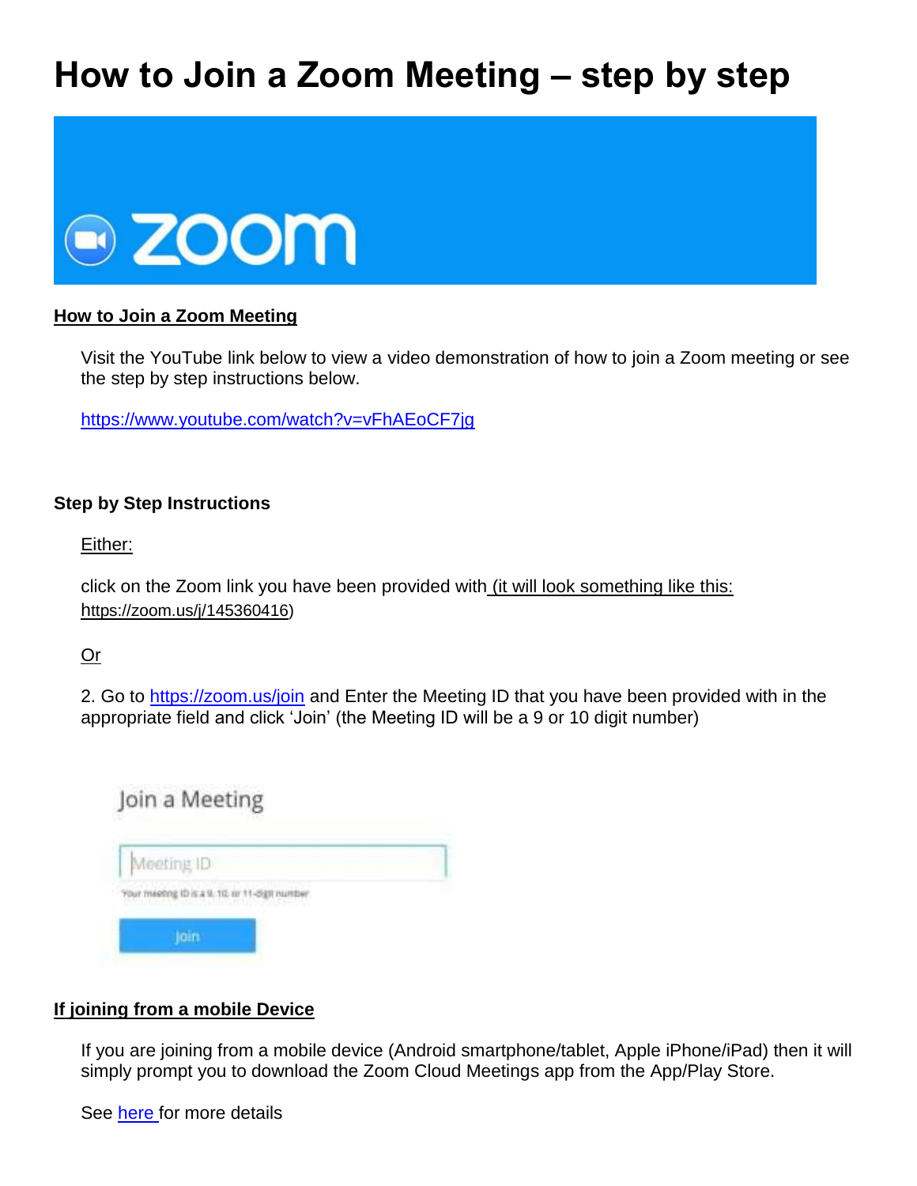# How to Join a Zoom Meeting – step by step

## How to Join a Zoom Meeting

Visit the YouTube link below to view a video demonstration of how to join a Zoom meeting or see the step by step instructions below.

https://www.youtube.com/watch?v=vFhAEoCF7jg

### Step by Step Instructions

Either:

click on the Zoom link you have been provided with (it will look something like this: https://zoom.us/j/145360416)

Or

2. Go to https://zoom.us/join and Enter the Meeting ID that you have been provided with in the appropriate field and click 'Join' (the Meeting ID will be a 9 or 10 digit number)

## If joining from a mobile Device

If you are joining from a mobile device (Android smartphone/tablet, Apple iPhone/iPad) then it will simply prompt you to download the Zoom Cloud Meetings app from the App/Play Store.

See here for more details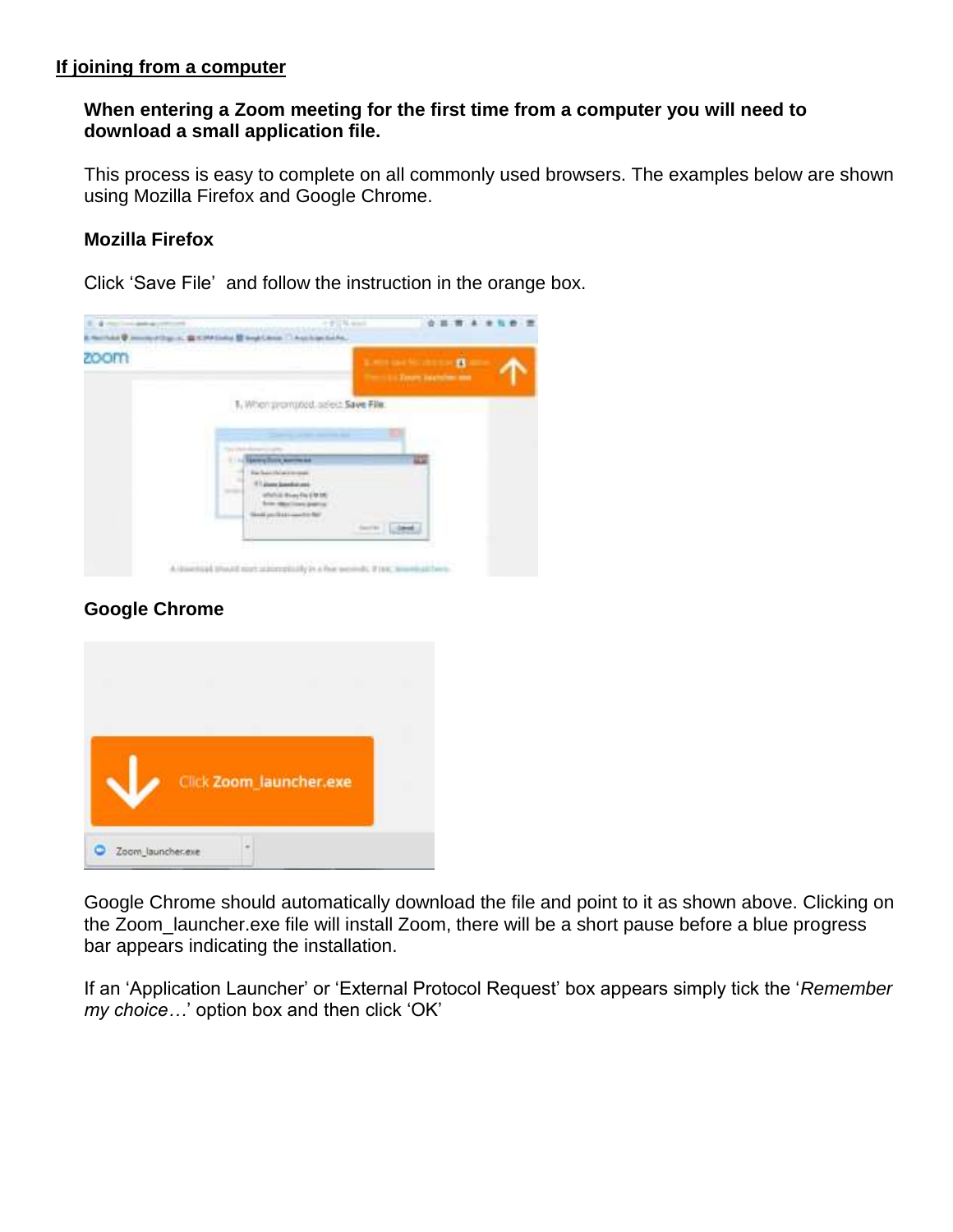## If joining from a computer

**When entering a Zoom meeting for the first time from a computer you will need to download a small application file.**

This process is easy to complete on all commonly used browsers. The examples below are shown using Mozilla Firefox and Google Chrome.

### Mozilla Firefox

Click 'Save File' and follow the instruction in the orange box.

### Google Chrome

Google Chrome should automatically download the file and point to it as shown above. Clicking on the Zoom_launcher.exe file will install Zoom, there will be a short pause before a blue progress bar appears indicating the installation.

If an 'Application Launcher' or 'External Protocol Request' box appears simply tick the '*Remember my choice…*' option box and then click 'OK'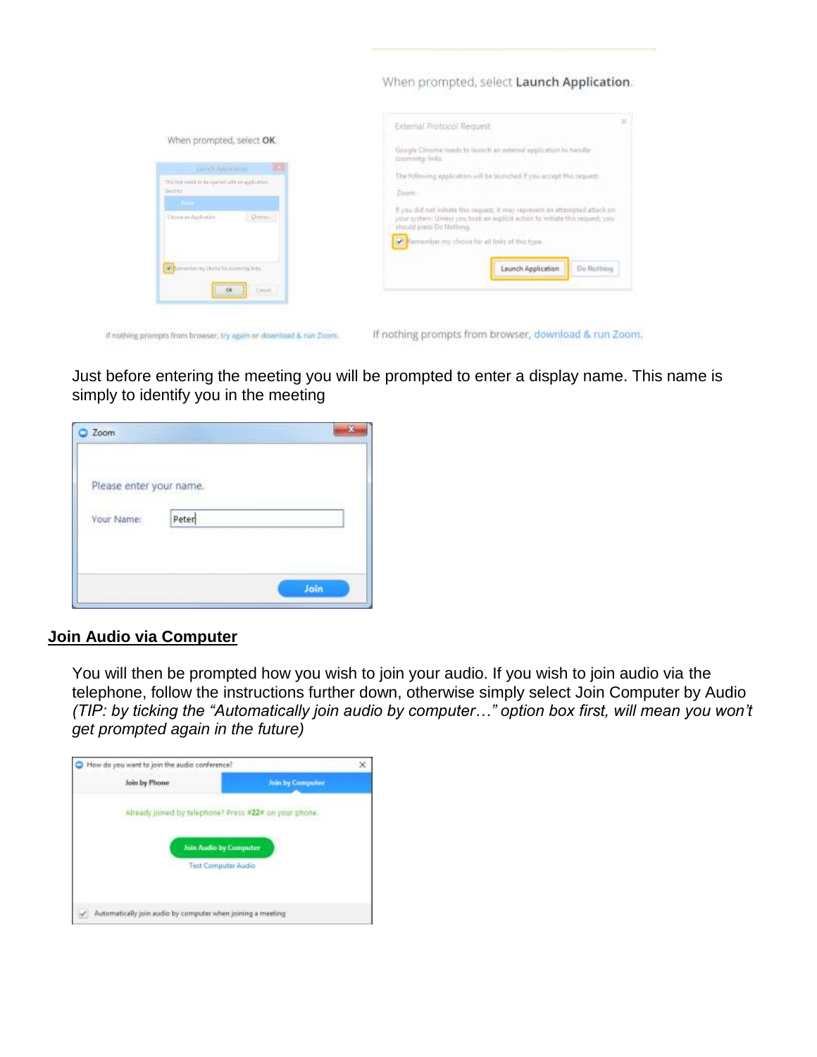When prompted, select **OK**.

If nothing prompts from browser, try again or download & run Zoom.

When prompted, select **Launch Application**.

If nothing prompts from browser, download & run Zoom.

Just before entering the meeting you will be prompted to enter a display name. This name is simply to identify you in the meeting

## Join Audio via Computer

You will then be prompted how you wish to join your audio. If you wish to join audio via the telephone, follow the instructions further down, otherwise simply select Join Computer by Audio *(TIP: by ticking the "Automatically join audio by computer…" option box first, will mean you won't get prompted again in the future)*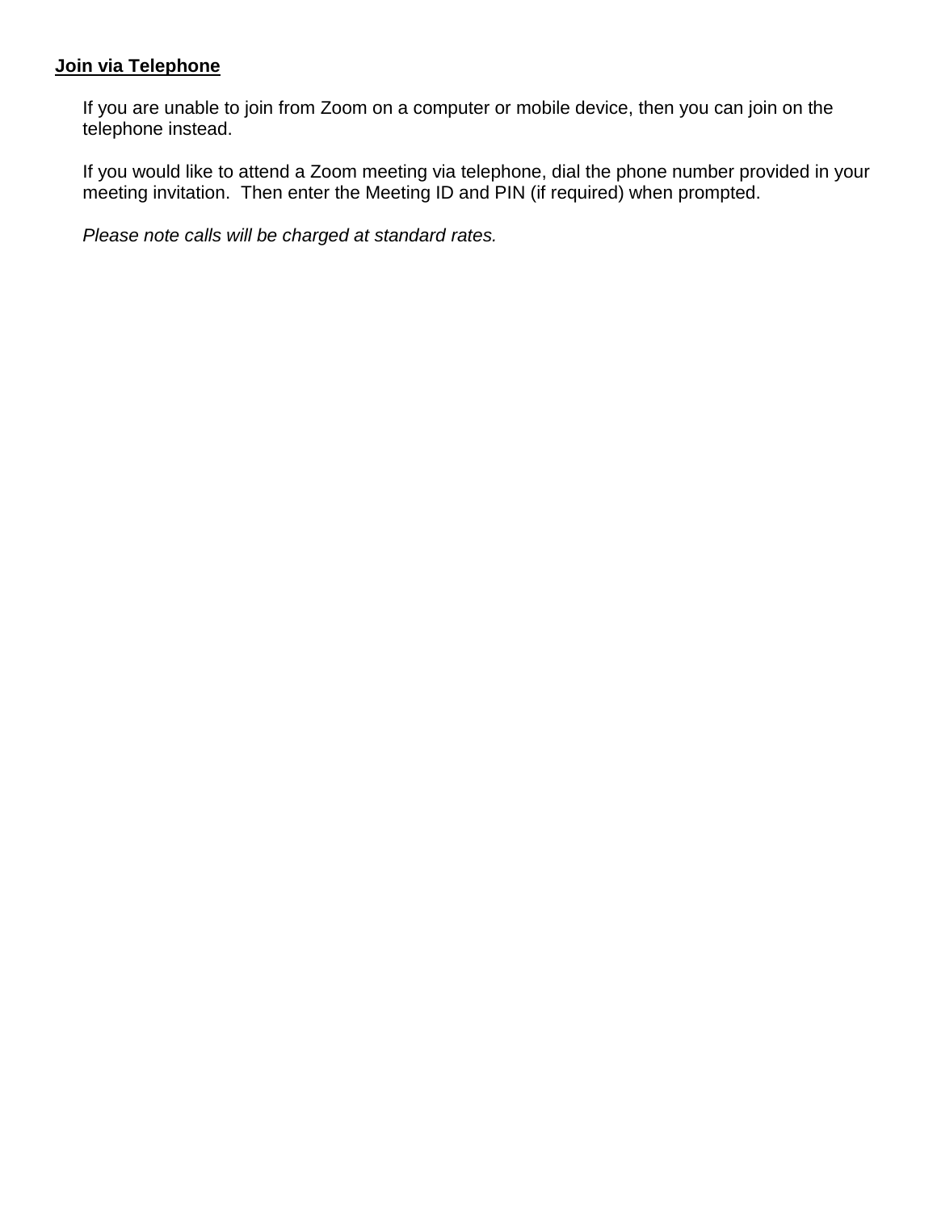**Join via Telephone**

If you are unable to join from Zoom on a computer or mobile device, then you can join on the telephone instead.

If you would like to attend a Zoom meeting via telephone, dial the phone number provided in your meeting invitation.  Then enter the Meeting ID and PIN (if required) when prompted.

*Please note calls will be charged at standard rates.*